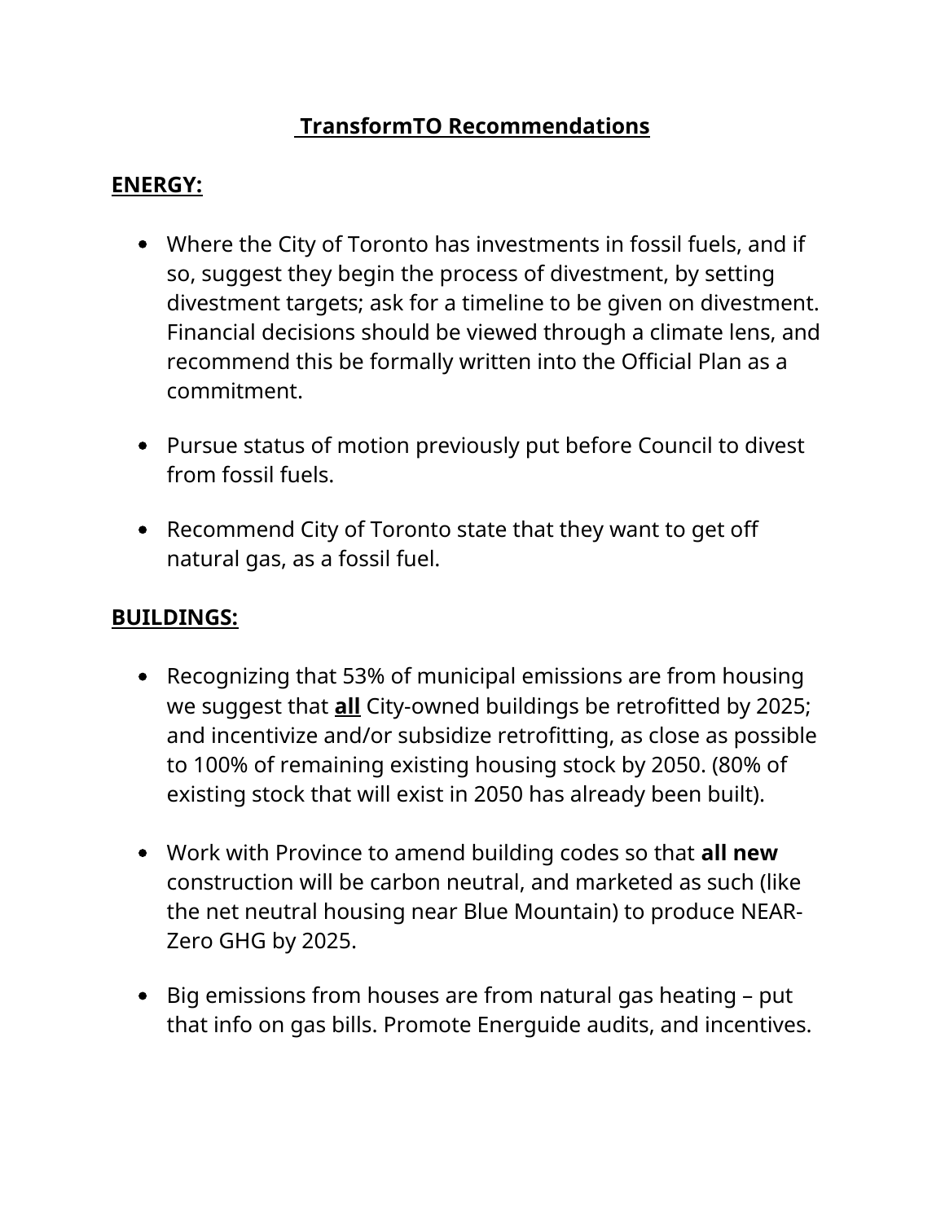# TransformTO Recommendations

## ENERGY:

- Where the City of Toronto has investments in fossil fuels, and if so, suggest they begin the process of divestment, by setting divestment targets; ask for a timeline to be given on divestment. Financial decisions should be viewed through a climate lens, and recommend this be formally written into the Official Plan as a commitment.

- Pursue status of motion previously put before Council to divest from fossil fuels.

- Recommend City of Toronto state that they want to get off natural gas, as a fossil fuel.

## BUILDINGS:

- Recognizing that 53% of municipal emissions are from housing we suggest that **all** City-owned buildings be retrofitted by 2025; and incentivize and/or subsidize retrofitting, as close as possible to 100% of remaining existing housing stock by 2050. (80% of existing stock that will exist in 2050 has already been built).

- Work with Province to amend building codes so that **all new** construction will be carbon neutral, and marketed as such (like the net neutral housing near Blue Mountain) to produce NEAR-Zero GHG by 2025.

- Big emissions from houses are from natural gas heating – put that info on gas bills. Promote Energuide audits, and incentives.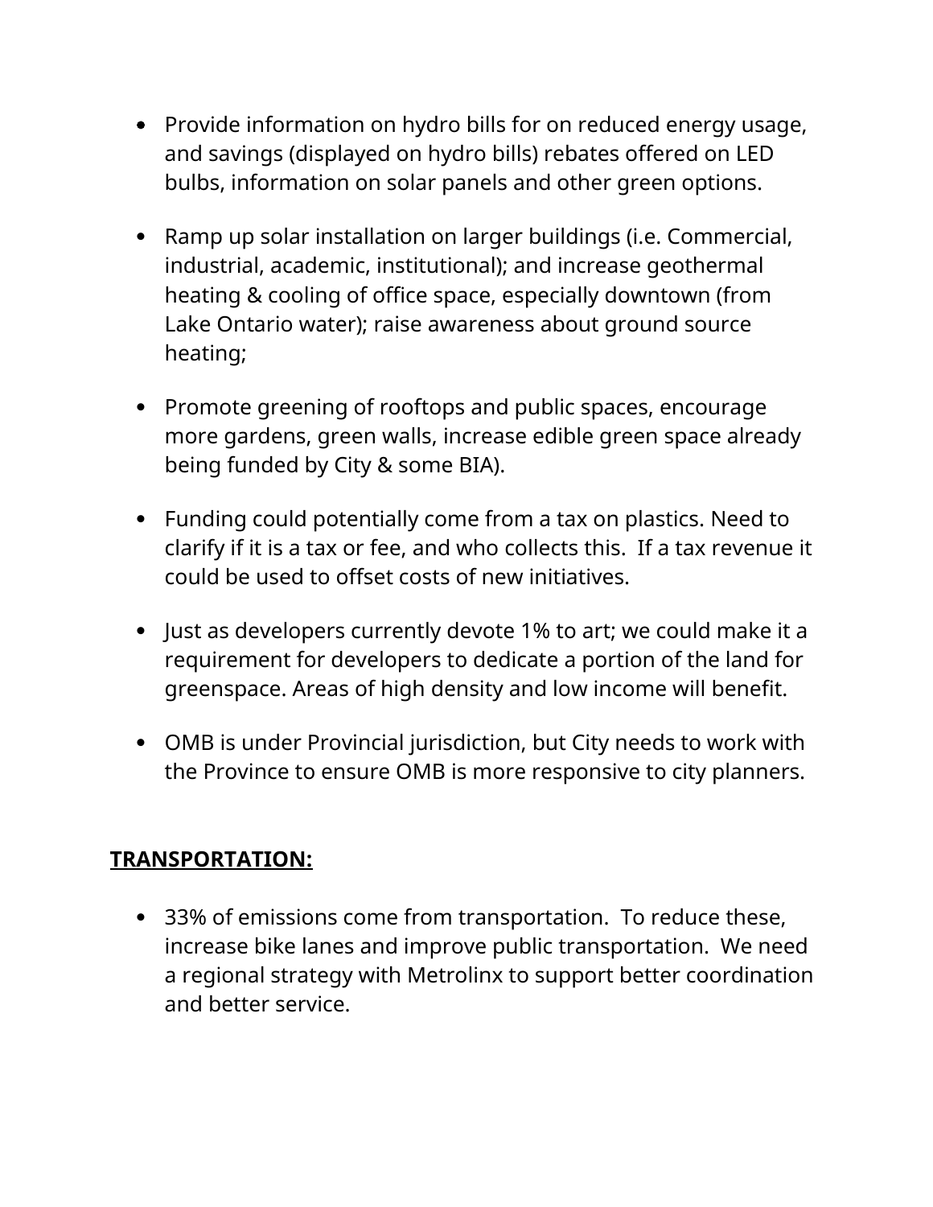- Provide information on hydro bills for on reduced energy usage, and savings (displayed on hydro bills) rebates offered on LED bulbs, information on solar panels and other green options.

- Ramp up solar installation on larger buildings (i.e. Commercial, industrial, academic, institutional); and increase geothermal heating & cooling of office space, especially downtown (from Lake Ontario water); raise awareness about ground source heating;

- Promote greening of rooftops and public spaces, encourage more gardens, green walls, increase edible green space already being funded by City & some BIA).

- Funding could potentially come from a tax on plastics. Need to clarify if it is a tax or fee, and who collects this. If a tax revenue it could be used to offset costs of new initiatives.

- Just as developers currently devote 1% to art; we could make it a requirement for developers to dedicate a portion of the land for greenspace. Areas of high density and low income will benefit.

- OMB is under Provincial jurisdiction, but City needs to work with the Province to ensure OMB is more responsive to city planners.

**TRANSPORTATION:**

- 33% of emissions come from transportation. To reduce these, increase bike lanes and improve public transportation. We need a regional strategy with Metrolinx to support better coordination and better service.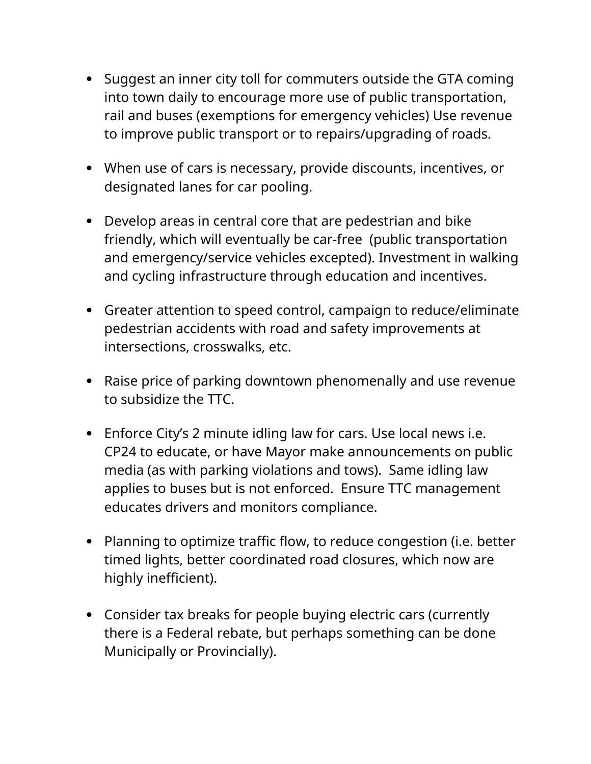- Suggest an inner city toll for commuters outside the GTA coming into town daily to encourage more use of public transportation, rail and buses (exemptions for emergency vehicles) Use revenue to improve public transport or to repairs/upgrading of roads.

- When use of cars is necessary, provide discounts, incentives, or designated lanes for car pooling.

- Develop areas in central core that are pedestrian and bike friendly, which will eventually be car-free (public transportation and emergency/service vehicles excepted). Investment in walking and cycling infrastructure through education and incentives.

- Greater attention to speed control, campaign to reduce/eliminate pedestrian accidents with road and safety improvements at intersections, crosswalks, etc.

- Raise price of parking downtown phenomenally and use revenue to subsidize the TTC.

- Enforce City's 2 minute idling law for cars. Use local news i.e. CP24 to educate, or have Mayor make announcements on public media (as with parking violations and tows). Same idling law applies to buses but is not enforced. Ensure TTC management educates drivers and monitors compliance.

- Planning to optimize traffic flow, to reduce congestion (i.e. better timed lights, better coordinated road closures, which now are highly inefficient).

- Consider tax breaks for people buying electric cars (currently there is a Federal rebate, but perhaps something can be done Municipally or Provincially).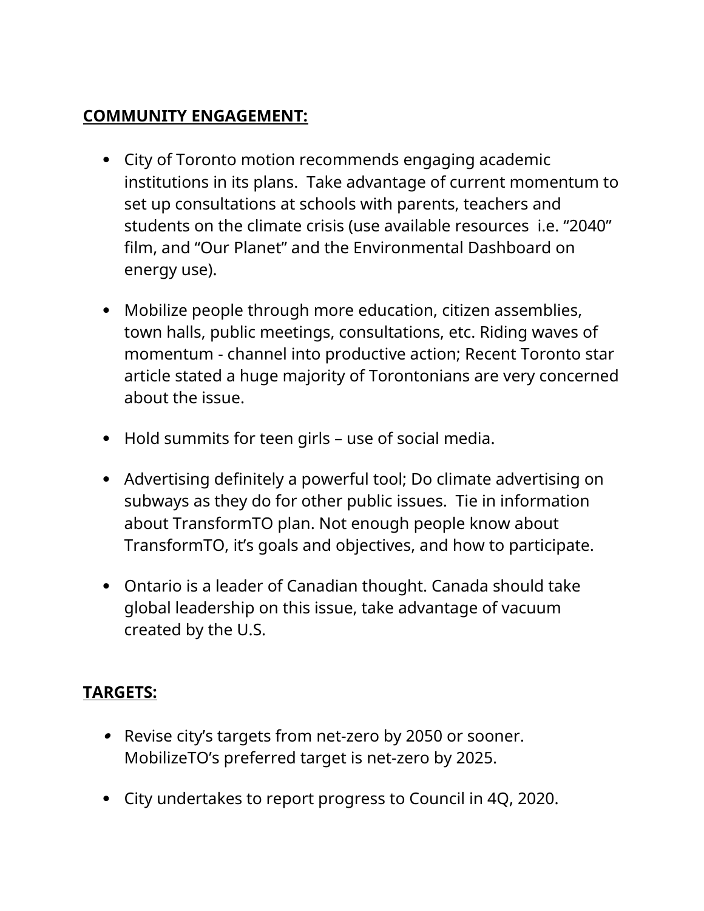**COMMUNITY ENGAGEMENT:**

- City of Toronto motion recommends engaging academic institutions in its plans. Take advantage of current momentum to set up consultations at schools with parents, teachers and students on the climate crisis (use available resources i.e. “2040” film, and “Our Planet” and the Environmental Dashboard on energy use).

- Mobilize people through more education, citizen assemblies, town halls, public meetings, consultations, etc. Riding waves of momentum - channel into productive action; Recent Toronto star article stated a huge majority of Torontonians are very concerned about the issue.

- Hold summits for teen girls – use of social media.

- Advertising definitely a powerful tool; Do climate advertising on subways as they do for other public issues. Tie in information about TransformTO plan. Not enough people know about TransformTO, it’s goals and objectives, and how to participate.

- Ontario is a leader of Canadian thought. Canada should take global leadership on this issue, take advantage of vacuum created by the U.S.

**TARGETS:**

- Revise city’s targets from net-zero by 2050 or sooner. MobilizeTO’s preferred target is net-zero by 2025.

- City undertakes to report progress to Council in 4Q, 2020.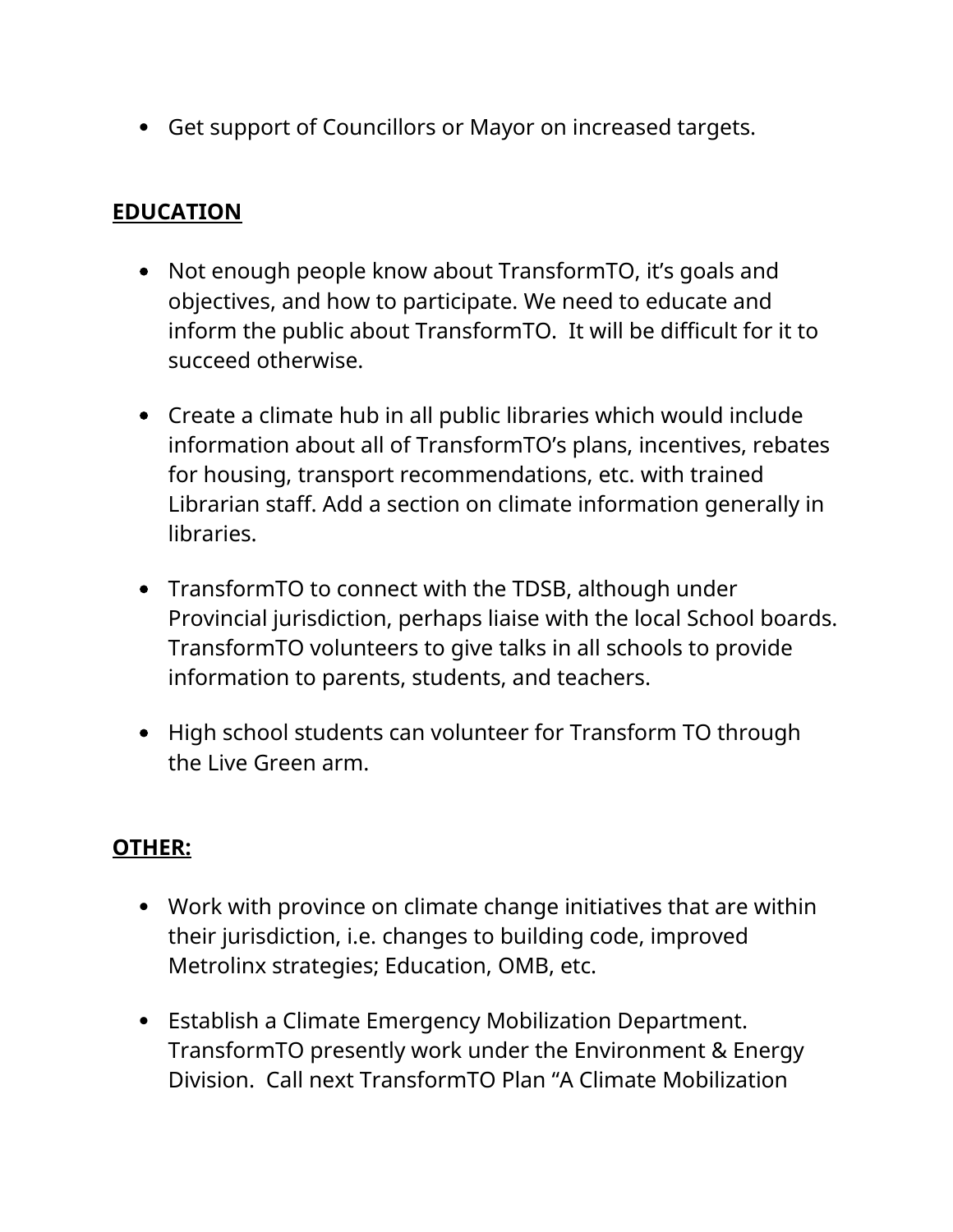- Get support of Councillors or Mayor on increased targets.

**<u>EDUCATION</u>**

- Not enough people know about TransformTO, it's goals and objectives, and how to participate. We need to educate and inform the public about TransformTO.  It will be difficult for it to succeed otherwise.

- Create a climate hub in all public libraries which would include information about all of TransformTO's plans, incentives, rebates for housing, transport recommendations, etc. with trained Librarian staff. Add a section on climate information generally in libraries.

- TransformTO to connect with the TDSB, although under Provincial jurisdiction, perhaps liaise with the local School boards. TransformTO volunteers to give talks in all schools to provide information to parents, students, and teachers.

- High school students can volunteer for Transform TO through the Live Green arm.

**<u>OTHER:</u>**

- Work with province on climate change initiatives that are within their jurisdiction, i.e. changes to building code, improved Metrolinx strategies; Education, OMB, etc.

- Establish a Climate Emergency Mobilization Department. TransformTO presently work under the Environment & Energy Division.  Call next TransformTO Plan "A Climate Mobilization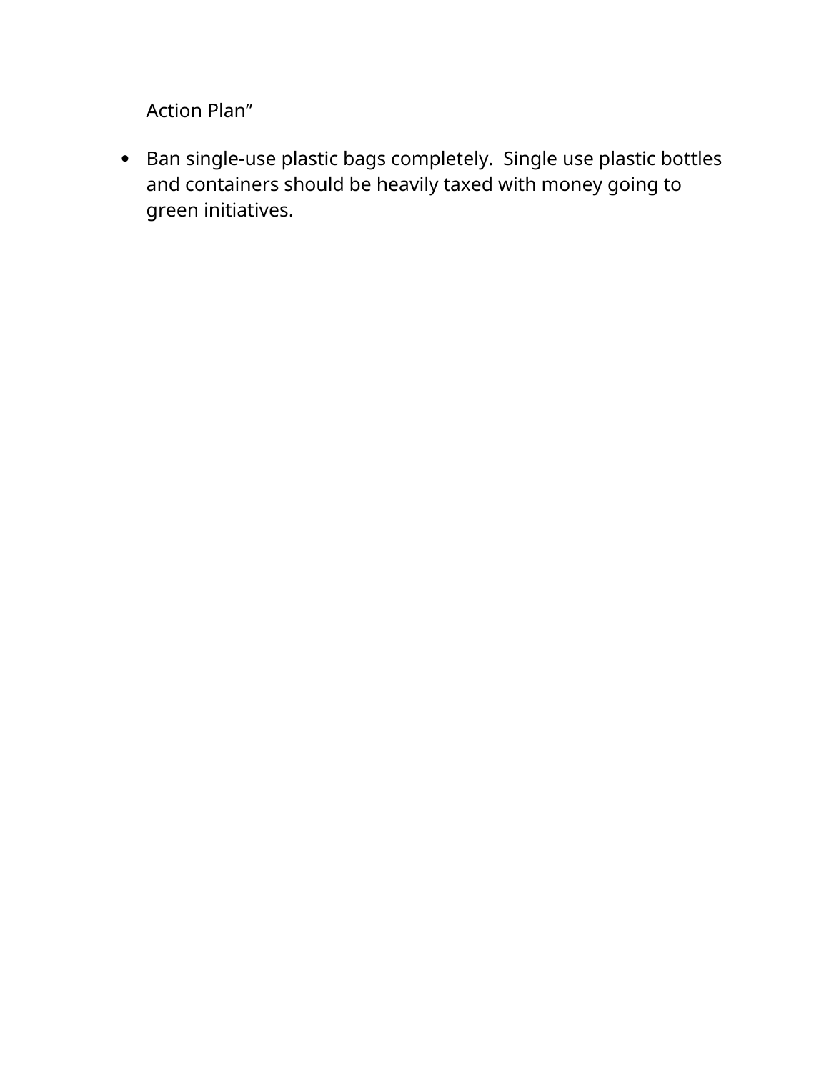Action Plan"

- Ban single-use plastic bags completely.  Single use plastic bottles and containers should be heavily taxed with money going to green initiatives.